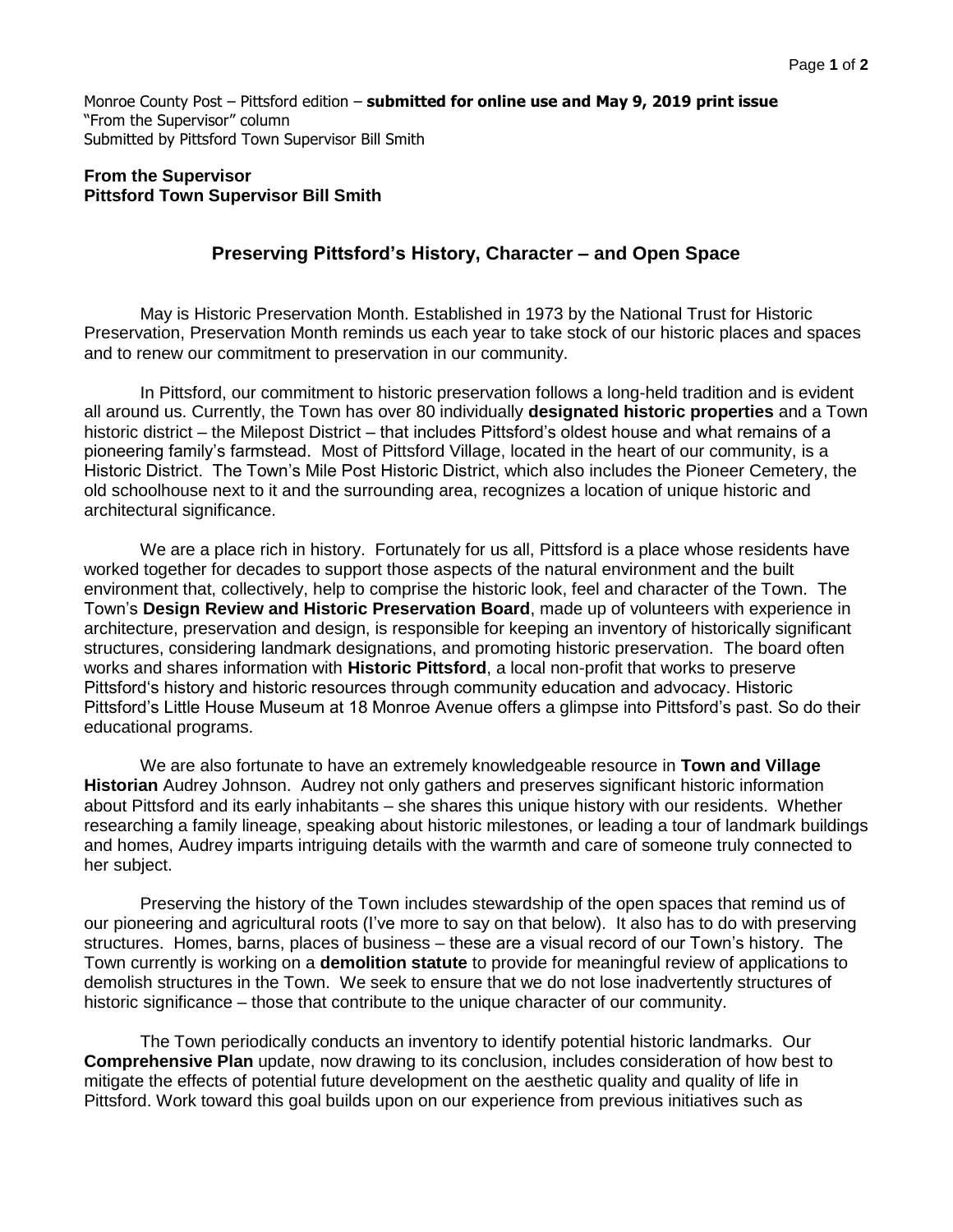Monroe County Post – Pittsford edition – **submitted for online use and May 9, 2019 print issue**
"From the Supervisor" column
Submitted by Pittsford Town Supervisor Bill Smith

**From the Supervisor**
**Pittsford Town Supervisor Bill Smith**

## Preserving Pittsford's History, Character – and Open Space

May is Historic Preservation Month. Established in 1973 by the National Trust for Historic Preservation, Preservation Month reminds us each year to take stock of our historic places and spaces and to renew our commitment to preservation in our community.

In Pittsford, our commitment to historic preservation follows a long-held tradition and is evident all around us. Currently, the Town has over 80 individually **designated historic properties** and a Town historic district – the Milepost District – that includes Pittsford's oldest house and what remains of a pioneering family's farmstead. Most of Pittsford Village, located in the heart of our community, is a Historic District. The Town's Mile Post Historic District, which also includes the Pioneer Cemetery, the old schoolhouse next to it and the surrounding area, recognizes a location of unique historic and architectural significance.

We are a place rich in history. Fortunately for us all, Pittsford is a place whose residents have worked together for decades to support those aspects of the natural environment and the built environment that, collectively, help to comprise the historic look, feel and character of the Town. The Town's **Design Review and Historic Preservation Board**, made up of volunteers with experience in architecture, preservation and design, is responsible for keeping an inventory of historically significant structures, considering landmark designations, and promoting historic preservation. The board often works and shares information with **Historic Pittsford**, a local non-profit that works to preserve Pittsford's history and historic resources through community education and advocacy. Historic Pittsford's Little House Museum at 18 Monroe Avenue offers a glimpse into Pittsford's past. So do their educational programs.

We are also fortunate to have an extremely knowledgeable resource in **Town and Village Historian** Audrey Johnson. Audrey not only gathers and preserves significant historic information about Pittsford and its early inhabitants – she shares this unique history with our residents. Whether researching a family lineage, speaking about historic milestones, or leading a tour of landmark buildings and homes, Audrey imparts intriguing details with the warmth and care of someone truly connected to her subject.

Preserving the history of the Town includes stewardship of the open spaces that remind us of our pioneering and agricultural roots (I've more to say on that below). It also has to do with preserving structures. Homes, barns, places of business – these are a visual record of our Town's history. The Town currently is working on a **demolition statute** to provide for meaningful review of applications to demolish structures in the Town. We seek to ensure that we do not lose inadvertently structures of historic significance – those that contribute to the unique character of our community.

The Town periodically conducts an inventory to identify potential historic landmarks. Our **Comprehensive Plan** update, now drawing to its conclusion, includes consideration of how best to mitigate the effects of potential future development on the aesthetic quality and quality of life in Pittsford. Work toward this goal builds upon on our experience from previous initiatives such as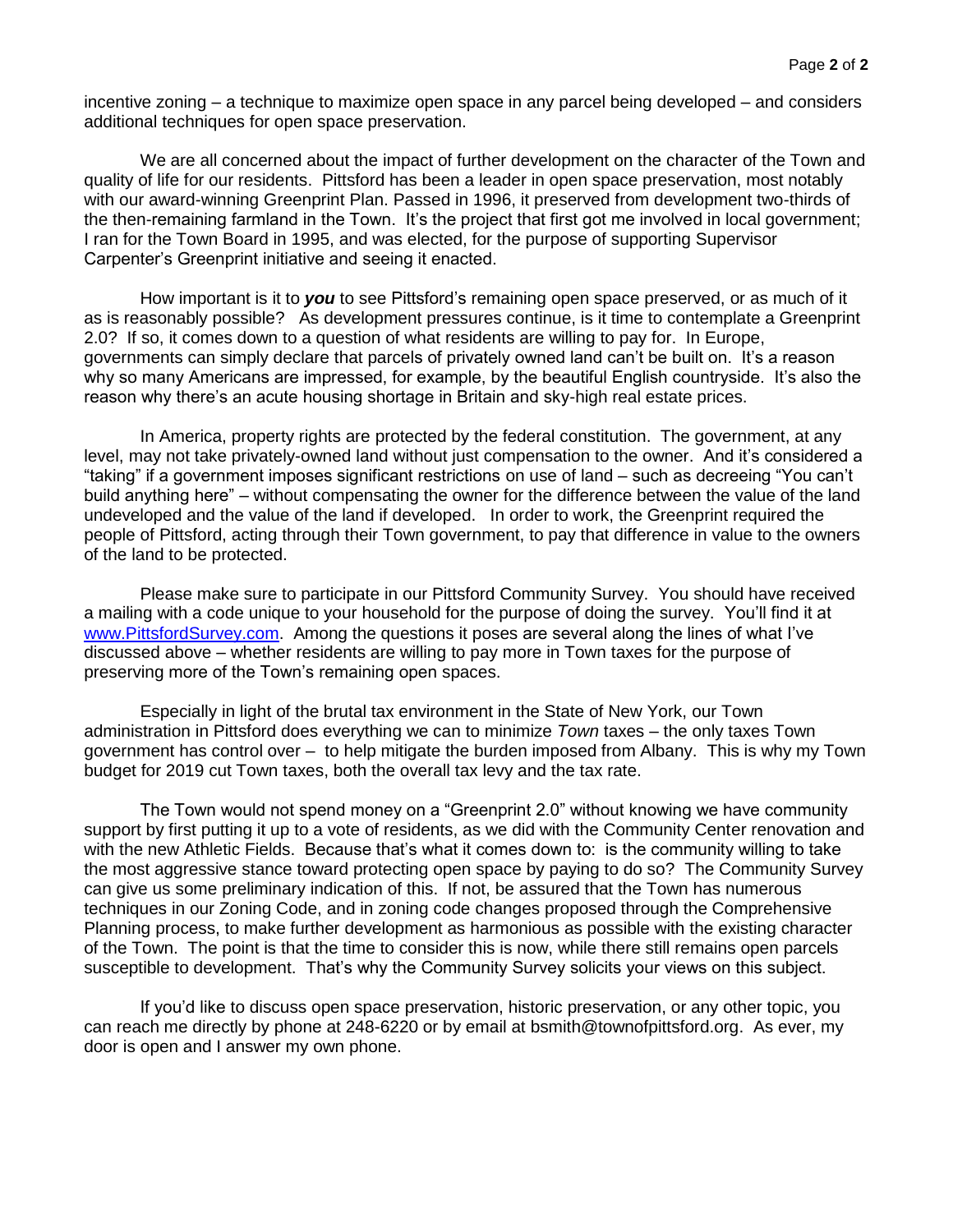incentive zoning – a technique to maximize open space in any parcel being developed – and considers additional techniques for open space preservation.

We are all concerned about the impact of further development on the character of the Town and quality of life for our residents. Pittsford has been a leader in open space preservation, most notably with our award-winning Greenprint Plan. Passed in 1996, it preserved from development two-thirds of the then-remaining farmland in the Town. It's the project that first got me involved in local government; I ran for the Town Board in 1995, and was elected, for the purpose of supporting Supervisor Carpenter's Greenprint initiative and seeing it enacted.

How important is it to ***you*** to see Pittsford's remaining open space preserved, or as much of it as is reasonably possible? As development pressures continue, is it time to contemplate a Greenprint 2.0? If so, it comes down to a question of what residents are willing to pay for. In Europe, governments can simply declare that parcels of privately owned land can't be built on. It's a reason why so many Americans are impressed, for example, by the beautiful English countryside. It's also the reason why there's an acute housing shortage in Britain and sky-high real estate prices.

In America, property rights are protected by the federal constitution. The government, at any level, may not take privately-owned land without just compensation to the owner. And it's considered a "taking" if a government imposes significant restrictions on use of land – such as decreeing "You can't build anything here" – without compensating the owner for the difference between the value of the land undeveloped and the value of the land if developed. In order to work, the Greenprint required the people of Pittsford, acting through their Town government, to pay that difference in value to the owners of the land to be protected.

Please make sure to participate in our Pittsford Community Survey. You should have received a mailing with a code unique to your household for the purpose of doing the survey. You'll find it at [www.PittsfordSurvey.com](http://www.PittsfordSurvey.com). Among the questions it poses are several along the lines of what I've discussed above – whether residents are willing to pay more in Town taxes for the purpose of preserving more of the Town's remaining open spaces.

Especially in light of the brutal tax environment in the State of New York, our Town administration in Pittsford does everything we can to minimize *Town* taxes – the only taxes Town government has control over – to help mitigate the burden imposed from Albany. This is why my Town budget for 2019 cut Town taxes, both the overall tax levy and the tax rate.

The Town would not spend money on a "Greenprint 2.0" without knowing we have community support by first putting it up to a vote of residents, as we did with the Community Center renovation and with the new Athletic Fields. Because that's what it comes down to: is the community willing to take the most aggressive stance toward protecting open space by paying to do so? The Community Survey can give us some preliminary indication of this. If not, be assured that the Town has numerous techniques in our Zoning Code, and in zoning code changes proposed through the Comprehensive Planning process, to make further development as harmonious as possible with the existing character of the Town. The point is that the time to consider this is now, while there still remains open parcels susceptible to development. That's why the Community Survey solicits your views on this subject.

If you'd like to discuss open space preservation, historic preservation, or any other topic, you can reach me directly by phone at 248-6220 or by email at bsmith@townofpittsford.org. As ever, my door is open and I answer my own phone.